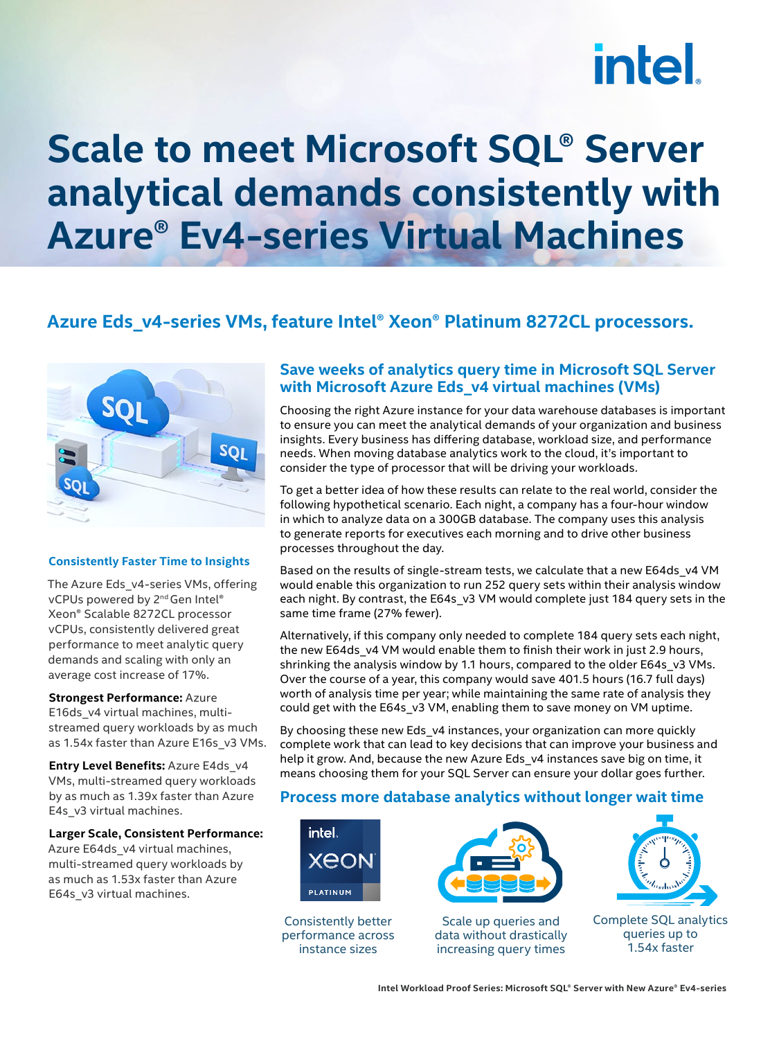# Scale to meet Microsoft SQL® Server analytical demands consistently with Azure® Ev4-series Virtual Machines

## Azure Eds_v4-series VMs, feature Intel® Xeon® Platinum 8272CL processors.

### Consistently Faster Time to Insights

The Azure Eds_v4-series VMs, offering vCPUs powered by 2nd Gen Intel® Xeon® Scalable 8272CL processor vCPUs, consistently delivered great performance to meet analytic query demands and scaling with only an average cost increase of 17%.

**Strongest Performance:** Azure E16ds_v4 virtual machines, multi-streamed query workloads by as much as 1.54x faster than Azure E16s_v3 VMs.

**Entry Level Benefits:** Azure E4ds_v4 VMs, multi-streamed query workloads by as much as 1.39x faster than Azure E4s_v3 virtual machines.

**Larger Scale, Consistent Performance:** Azure E64ds_v4 virtual machines, multi-streamed query workloads by as much as 1.53x faster than Azure E64s_v3 virtual machines.

### Save weeks of analytics query time in Microsoft SQL Server with Microsoft Azure Eds_v4 virtual machines (VMs)

Choosing the right Azure instance for your data warehouse databases is important to ensure you can meet the analytical demands of your organization and business insights. Every business has differing database, workload size, and performance needs. When moving database analytics work to the cloud, it's important to consider the type of processor that will be driving your workloads.

To get a better idea of how these results can relate to the real world, consider the following hypothetical scenario. Each night, a company has a four-hour window in which to analyze data on a 300GB database. The company uses this analysis to generate reports for executives each morning and to drive other business processes throughout the day.

Based on the results of single-stream tests, we calculate that a new E64ds_v4 VM would enable this organization to run 252 query sets within their analysis window each night. By contrast, the E64s_v3 VM would complete just 184 query sets in the same time frame (27% fewer).

Alternatively, if this company only needed to complete 184 query sets each night, the new E64ds_v4 VM would enable them to finish their work in just 2.9 hours, shrinking the analysis window by 1.1 hours, compared to the older E64s_v3 VMs. Over the course of a year, this company would save 401.5 hours (16.7 full days) worth of analysis time per year; while maintaining the same rate of analysis they could get with the E64s_v3 VM, enabling them to save money on VM uptime.

By choosing these new Eds_v4 instances, your organization can more quickly complete work that can lead to key decisions that can improve your business and help it grow. And, because the new Azure Eds_v4 instances save big on time, it means choosing them for your SQL Server can ensure your dollar goes further.

### Process more database analytics without longer wait time

Consistently better performance across instance sizes

Scale up queries and data without drastically increasing query times

Complete SQL analytics queries up to 1.54x faster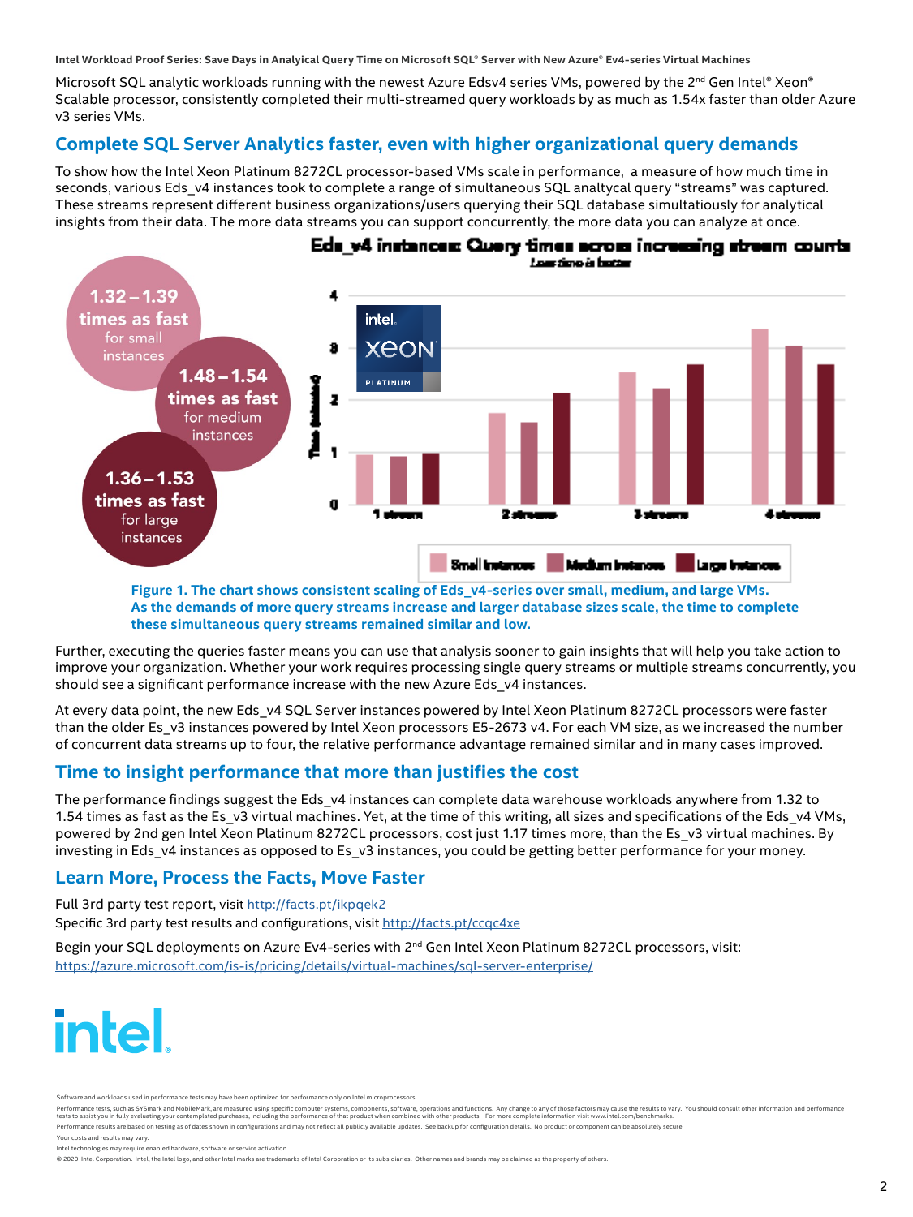Microsoft SQL analytic workloads running with the newest Azure Edsv4 series VMs, powered by the 2nd Gen Intel® Xeon® Scalable processor, consistently completed their multi-streamed query workloads by as much as 1.54x faster than older Azure v3 series VMs.

## Complete SQL Server Analytics faster, even with higher organizational query demands

To show how the Intel Xeon Platinum 8272CL processor-based VMs scale in performance, a measure of how much time in seconds, various Eds_v4 instances took to complete a range of simultaneous SQL analtycal query "streams" was captured. These streams represent different business organizations/users querying their SQL database simultatiously for analytical insights from their data. The more data streams you can support concurrently, the more data you can analyze at once.

**1.32 – 1.39 times as fast** for small instances

**1.48 – 1.54 times as fast** for medium instances

**1.36 – 1.53 times as fast** for large instances

Eds_v4 instances: Query times across increasing stream counts

Less time is better

Time (minutes)

0
1
2
3
4

1 stream
2 streams
3 streams
4 streams

Small instances
Medium instances
Large instances

intel XEON PLATINUM

**Figure 1. The chart shows consistent scaling of Eds_v4-series over small, medium, and large VMs. As the demands of more query streams increase and larger database sizes scale, the time to complete these simultaneous query streams remained similar and low.**

Further, executing the queries faster means you can use that analysis sooner to gain insights that will help you take action to improve your organization. Whether your work requires processing single query streams or multiple streams concurrently, you should see a significant performance increase with the new Azure Eds_v4 instances.

At every data point, the new Eds_v4 SQL Server instances powered by Intel Xeon Platinum 8272CL processors were faster than the older Es_v3 instances powered by Intel Xeon processors E5-2673 v4. For each VM size, as we increased the number of concurrent data streams up to four, the relative performance advantage remained similar and in many cases improved.

## Time to insight performance that more than justifies the cost

The performance findings suggest the Eds_v4 instances can complete data warehouse workloads anywhere from 1.32 to 1.54 times as fast as the Es_v3 virtual machines. Yet, at the time of this writing, all sizes and specifications of the Eds_v4 VMs, powered by 2nd gen Intel Xeon Platinum 8272CL processors, cost just 1.17 times more, than the Es_v3 virtual machines. By investing in Eds_v4 instances as opposed to Es_v3 instances, you could be getting better performance for your money.

## Learn More, Process the Facts, Move Faster

Full 3rd party test report, visit http://facts.pt/ikpqek2

Specific 3rd party test results and configurations, visit http://facts.pt/ccqc4xe

Begin your SQL deployments on Azure Ev4-series with 2nd Gen Intel Xeon Platinum 8272CL processors, visit: https://azure.microsoft.com/is-is/pricing/details/virtual-machines/sql-server-enterprise/

intel.

Software and workloads used in performance tests may have been optimized for performance only on Intel microprocessors.

Performance tests, such as SYSmark and MobileMark, are measured using specific computer systems, components, software, operations and functions. Any change to any of those factors may cause the results to vary. You should consult other information and performance tests to assist you in fully evaluating your contemplated purchases, including the performance of that product when combined with other products. For more complete information visit www.intel.com/benchmarks.

Performance results are based on testing as of dates shown in configurations and may not reflect all publicly available updates. See backup for configuration details. No product or component can be absolutely secure.

Your costs and results may vary.

Intel technologies may require enabled hardware, software or service activation.

© 2020 Intel Corporation. Intel, the Intel logo, and other Intel marks are trademarks of Intel Corporation or its subsidiaries. Other names and brands may be claimed as the property of others.